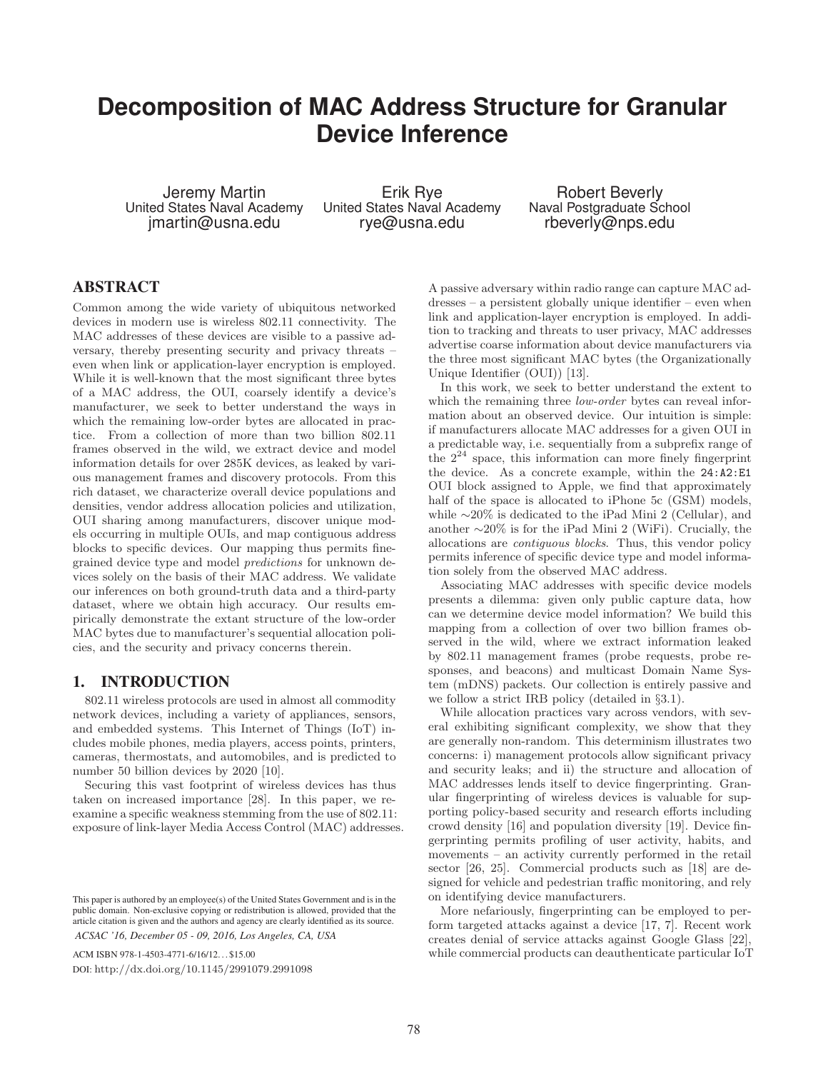# Decomposition of MAC Address Structure for Granular Device Inference

Jeremy Martin
United States Naval Academy
jmartin@usna.edu

Erik Rye
United States Naval Academy
rye@usna.edu

Robert Beverly
Naval Postgraduate School
rbeverly@nps.edu

## ABSTRACT

Common among the wide variety of ubiquitous networked devices in modern use is wireless 802.11 connectivity. The MAC addresses of these devices are visible to a passive adversary, thereby presenting security and privacy threats – even when link or application-layer encryption is employed. While it is well-known that the most significant three bytes of a MAC address, the OUI, coarsely identify a device's manufacturer, we seek to better understand the ways in which the remaining low-order bytes are allocated in practice. From a collection of more than two billion 802.11 frames observed in the wild, we extract device and model information details for over 285K devices, as leaked by various management frames and discovery protocols. From this rich dataset, we characterize overall device populations and densities, vendor address allocation policies and utilization, OUI sharing among manufacturers, discover unique models occurring in multiple OUIs, and map contiguous address blocks to specific devices. Our mapping thus permits fine-grained device type and model *predictions* for unknown devices solely on the basis of their MAC address. We validate our inferences on both ground-truth data and a third-party dataset, where we obtain high accuracy. Our results empirically demonstrate the extant structure of the low-order MAC bytes due to manufacturer's sequential allocation policies, and the security and privacy concerns therein.

## 1. INTRODUCTION

802.11 wireless protocols are used in almost all commodity network devices, including a variety of appliances, sensors, and embedded systems. This Internet of Things (IoT) includes mobile phones, media players, access points, printers, cameras, thermostats, and automobiles, and is predicted to number 50 billion devices by 2020 [10].

Securing this vast footprint of wireless devices has thus taken on increased importance [28]. In this paper, we reexamine a specific weakness stemming from the use of 802.11: exposure of link-layer Media Access Control (MAC) addresses. A passive adversary within radio range can capture MAC addresses – a persistent globally unique identifier – even when link and application-layer encryption is employed. In addition to tracking and threats to user privacy, MAC addresses advertise coarse information about device manufacturers via the three most significant MAC bytes (the Organizationally Unique Identifier (OUI)) [13].

In this work, we seek to better understand the extent to which the remaining three *low-order* bytes can reveal information about an observed device. Our intuition is simple: if manufacturers allocate MAC addresses for a given OUI in a predictable way, i.e. sequentially from a subprefix range of the $2^{24}$ space, this information can more finely fingerprint the device. As a concrete example, within the 24:A2:E1 OUI block assigned to Apple, we find that approximately half of the space is allocated to iPhone 5c (GSM) models, while ∼20% is dedicated to the iPad Mini 2 (Cellular), and another ∼20% is for the iPad Mini 2 (WiFi). Crucially, the allocations are *contiguous blocks*. Thus, this vendor policy permits inference of specific device type and model information solely from the observed MAC address.

Associating MAC addresses with specific device models presents a dilemma: given only public capture data, how can we determine device model information? We build this mapping from a collection of over two billion frames observed in the wild, where we extract information leaked by 802.11 management frames (probe requests, probe responses, and beacons) and multicast Domain Name System (mDNS) packets. Our collection is entirely passive and we follow a strict IRB policy (detailed in §3.1).

While allocation practices vary across vendors, with several exhibiting significant complexity, we show that they are generally non-random. This determinism illustrates two concerns: i) management protocols allow significant privacy and security leaks; and ii) the structure and allocation of MAC addresses lends itself to device fingerprinting. Granular fingerprinting of wireless devices is valuable for supporting policy-based security and research efforts including crowd density [16] and population diversity [19]. Device fingerprinting permits profiling of user activity, habits, and movements – an activity currently performed in the retail sector [26, 25]. Commercial products such as [18] are designed for vehicle and pedestrian traffic monitoring, and rely on identifying device manufacturers.

More nefariously, fingerprinting can be employed to perform targeted attacks against a device [17, 7]. Recent work creates denial of service attacks against Google Glass [22], while commercial products can deauthenticate particular IoT

This paper is authored by an employee(s) of the United States Government and is in the public domain. Non-exclusive copying or redistribution is allowed, provided that the article citation is given and the authors and agency are clearly identified as its source.
*ACSAC '16, December 05 - 09, 2016, Los Angeles, CA, USA*

ACM ISBN 978-1-4503-4771-6/16/12…$15.00

DOI: http://dx.doi.org/10.1145/2991079.2991098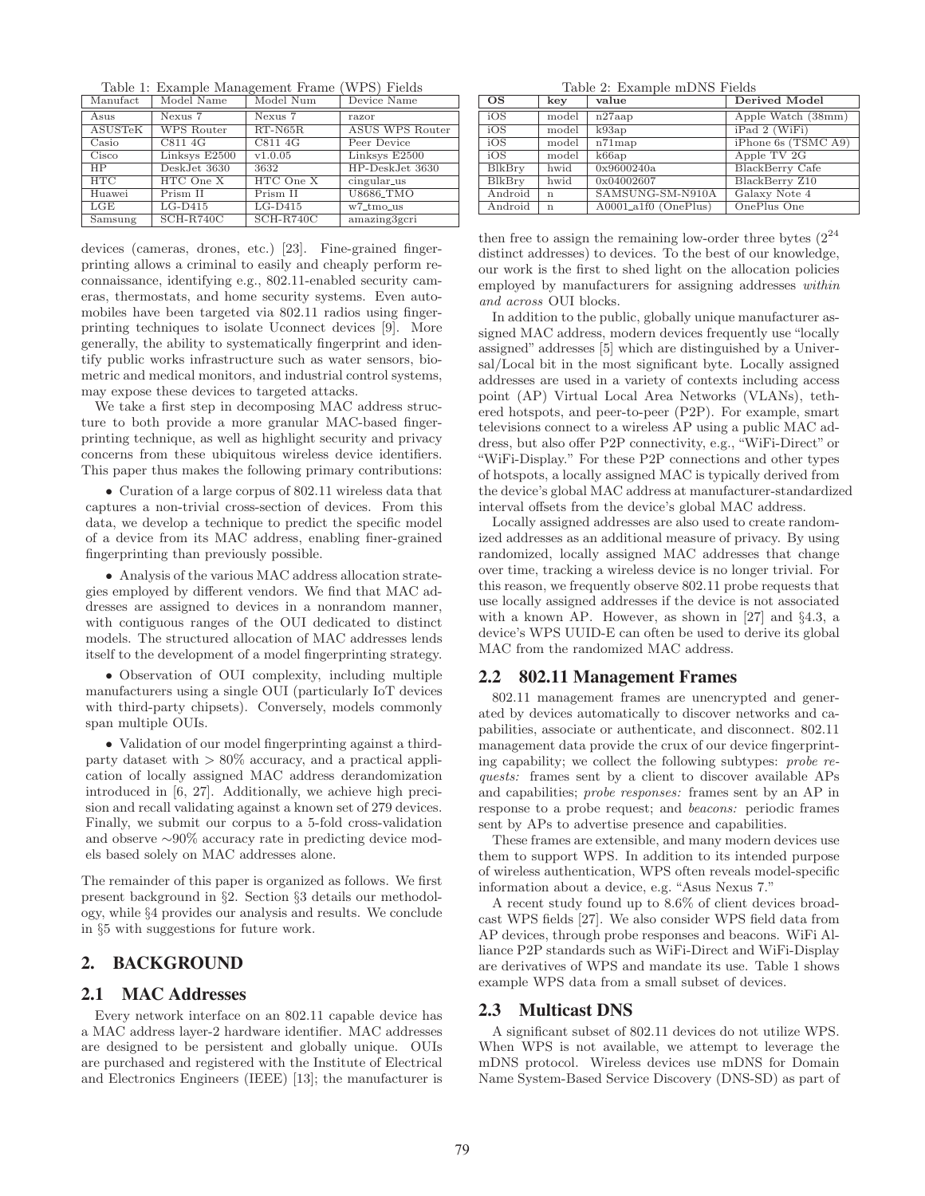Table 1: Example Management Frame (WPS) Fields

| Manufact | Model Name | Model Num | Device Name |
|---|---|---|---|
| Asus | Nexus 7 | Nexus 7 | razor |
| ASUSTeK | WPS Router | RT-N65R | ASUS WPS Router |
| Casio | C811 4G | C811 4G | Peer Device |
| Cisco | Linksys E2500 | v1.0.05 | Linksys E2500 |
| HP | DeskJet 3630 | 3632 | HP-DeskJet 3630 |
| HTC | HTC One X | HTC One X | cingular_us |
| Huawei | Prism II | Prism II | U8686_TMO |
| LGE | LG-D415 | LG-D415 | w7_tmo_us |
| Samsung | SCH-R740C | SCH-R740C | amazing3gcri |

devices (cameras, drones, etc.) [23]. Fine-grained fingerprinting allows a criminal to easily and cheaply perform reconnaissance, identifying e.g., 802.11-enabled security cameras, thermostats, and home security systems. Even automobiles have been targeted via 802.11 radios using fingerprinting techniques to isolate Uconnect devices [9]. More generally, the ability to systematically fingerprint and identify public works infrastructure such as water sensors, biometric and medical monitors, and industrial control systems, may expose these devices to targeted attacks.

We take a first step in decomposing MAC address structure to both provide a more granular MAC-based fingerprinting technique, as well as highlight security and privacy concerns from these ubiquitous wireless device identifiers. This paper thus makes the following primary contributions:

- Curation of a large corpus of 802.11 wireless data that captures a non-trivial cross-section of devices. From this data, we develop a technique to predict the specific model of a device from its MAC address, enabling finer-grained fingerprinting than previously possible.

- Analysis of the various MAC address allocation strategies employed by different vendors. We find that MAC addresses are assigned to devices in a nonrandom manner, with contiguous ranges of the OUI dedicated to distinct models. The structured allocation of MAC addresses lends itself to the development of a model fingerprinting strategy.

- Observation of OUI complexity, including multiple manufacturers using a single OUI (particularly IoT devices with third-party chipsets). Conversely, models commonly span multiple OUIs.

- Validation of our model fingerprinting against a third-party dataset with > 80% accuracy, and a practical application of locally assigned MAC address derandomization introduced in [6, 27]. Additionally, we achieve high precision and recall validating against a known set of 279 devices. Finally, we submit our corpus to a 5-fold cross-validation and observe ∼90% accuracy rate in predicting device models based solely on MAC addresses alone.

The remainder of this paper is organized as follows. We first present background in §2. Section §3 details our methodology, while §4 provides our analysis and results. We conclude in §5 with suggestions for future work.

## 2. BACKGROUND

### 2.1 MAC Addresses

Every network interface on an 802.11 capable device has a MAC address layer-2 hardware identifier. MAC addresses are designed to be persistent and globally unique. OUIs are purchased and registered with the Institute of Electrical and Electronics Engineers (IEEE) [13]; the manufacturer is

Table 2: Example mDNS Fields

| OS | key | value | Derived Model |
|---|---|---|---|
| iOS | model | n27aap | Apple Watch (38mm) |
| iOS | model | k93ap | iPad 2 (WiFi) |
| iOS | model | n71map | iPhone 6s (TSMC A9) |
| iOS | model | k66ap | Apple TV 2G |
| BlkBry | hwid | 0x9600240a | BlackBerry Cafe |
| BlkBry | hwid | 0x04002607 | BlackBerry Z10 |
| Android | n | SAMSUNG-SM-N910A | Galaxy Note 4 |
| Android | n | A0001_a1f0 (OnePlus) | OnePlus One |

then free to assign the remaining low-order three bytes ($2^{24}$ distinct addresses) to devices. To the best of our knowledge, our work is the first to shed light on the allocation policies employed by manufacturers for assigning addresses *within and across* OUI blocks.

In addition to the public, globally unique manufacturer assigned MAC address, modern devices frequently use "locally assigned" addresses [5] which are distinguished by a Universal/Local bit in the most significant byte. Locally assigned addresses are used in a variety of contexts including access point (AP) Virtual Local Area Networks (VLANs), tethered hotspots, and peer-to-peer (P2P). For example, smart televisions connect to a wireless AP using a public MAC address, but also offer P2P connectivity, e.g., "WiFi-Direct" or "WiFi-Display." For these P2P connections and other types of hotspots, a locally assigned MAC is typically derived from the device's global MAC address at manufacturer-standardized interval offsets from the device's global MAC address.

Locally assigned addresses are also used to create randomized addresses as an additional measure of privacy. By using randomized, locally assigned MAC addresses that change over time, tracking a wireless device is no longer trivial. For this reason, we frequently observe 802.11 probe requests that use locally assigned addresses if the device is not associated with a known AP. However, as shown in [27] and §4.3, a device's WPS UUID-E can often be used to derive its global MAC from the randomized MAC address.

### 2.2 802.11 Management Frames

802.11 management frames are unencrypted and generated by devices automatically to discover networks and capabilities, associate or authenticate, and disconnect. 802.11 management data provide the crux of our device fingerprinting capability; we collect the following subtypes: *probe requests:* frames sent by a client to discover available APs and capabilities; *probe responses:* frames sent by an AP in response to a probe request; and *beacons:* periodic frames sent by APs to advertise presence and capabilities.

These frames are extensible, and many modern devices use them to support WPS. In addition to its intended purpose of wireless authentication, WPS often reveals model-specific information about a device, e.g. "Asus Nexus 7."

A recent study found up to 8.6% of client devices broadcast WPS fields [27]. We also consider WPS field data from AP devices, through probe responses and beacons. WiFi Alliance P2P standards such as WiFi-Direct and WiFi-Display are derivatives of WPS and mandate its use. Table 1 shows example WPS data from a small subset of devices.

### 2.3 Multicast DNS

A significant subset of 802.11 devices do not utilize WPS. When WPS is not available, we attempt to leverage the mDNS protocol. Wireless devices use mDNS for Domain Name System-Based Service Discovery (DNS-SD) as part of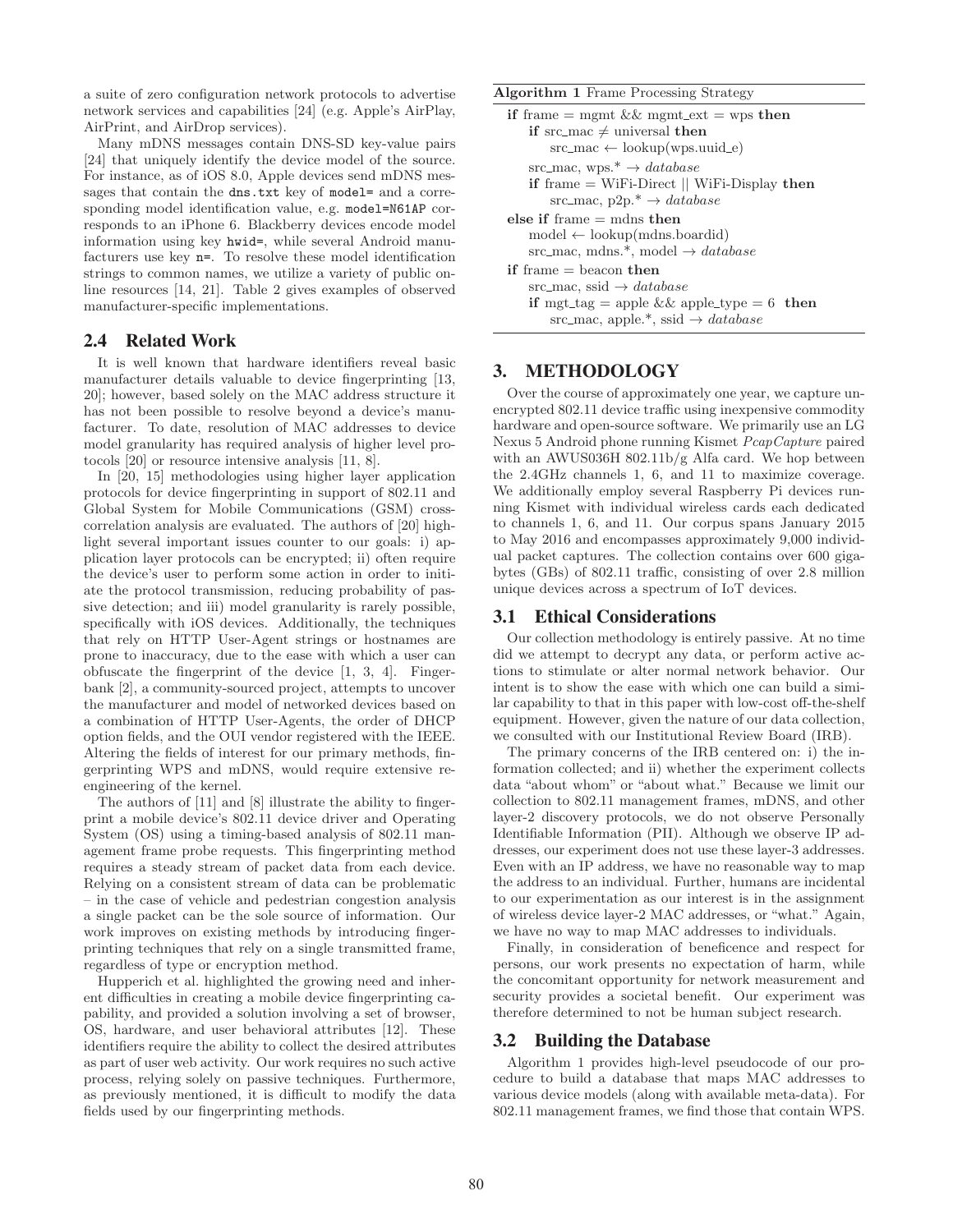a suite of zero configuration network protocols to advertise network services and capabilities [24] (e.g. Apple's AirPlay, AirPrint, and AirDrop services).

Many mDNS messages contain DNS-SD key-value pairs [24] that uniquely identify the device model of the source. For instance, as of iOS 8.0, Apple devices send mDNS messages that contain the `dns.txt` key of `model=` and a corresponding model identification value, e.g. `model=N61AP` corresponds to an iPhone 6. Blackberry devices encode model information using key `hwid=`, while several Android manufacturers use key `n=`. To resolve these model identification strings to common names, we utilize a variety of public online resources [14, 21]. Table 2 gives examples of observed manufacturer-specific implementations.

## 2.4 Related Work

It is well known that hardware identifiers reveal basic manufacturer details valuable to device fingerprinting [13, 20]; however, based solely on the MAC address structure it has not been possible to resolve beyond a device's manufacturer. To date, resolution of MAC addresses to device model granularity has required analysis of higher level protocols [20] or resource intensive analysis [11, 8].

In [20, 15] methodologies using higher layer application protocols for device fingerprinting in support of 802.11 and Global System for Mobile Communications (GSM) cross-correlation analysis are evaluated. The authors of [20] highlight several important issues counter to our goals: i) application layer protocols can be encrypted; ii) often require the device's user to perform some action in order to initiate the protocol transmission, reducing probability of passive detection; and iii) model granularity is rarely possible, specifically with iOS devices. Additionally, the techniques that rely on HTTP User-Agent strings or hostnames are prone to inaccuracy, due to the ease with which a user can obfuscate the fingerprint of the device [1, 3, 4]. Fingerbank [2], a community-sourced project, attempts to uncover the manufacturer and model of networked devices based on a combination of HTTP User-Agents, the order of DHCP option fields, and the OUI vendor registered with the IEEE. Altering the fields of interest for our primary methods, fingerprinting WPS and mDNS, would require extensive re-engineering of the kernel.

The authors of [11] and [8] illustrate the ability to fingerprint a mobile device's 802.11 device driver and Operating System (OS) using a timing-based analysis of 802.11 management frame probe requests. This fingerprinting method requires a steady stream of packet data from each device. Relying on a consistent stream of data can be problematic – in the case of vehicle and pedestrian congestion analysis a single packet can be the sole source of information. Our work improves on existing methods by introducing fingerprinting techniques that rely on a single transmitted frame, regardless of type or encryption method.

Hupperich et al. highlighted the growing need and inherent difficulties in creating a mobile device fingerprinting capability, and provided a solution involving a set of browser, OS, hardware, and user behavioral attributes [12]. These identifiers require the ability to collect the desired attributes as part of user web activity. Our work requires no such active process, relying solely on passive techniques. Furthermore, as previously mentioned, it is difficult to modify the data fields used by our fingerprinting methods.

**Algorithm 1** Frame Processing Strategy

```
if frame = mgmt && mgmt_ext = wps then
    if src_mac ≠ universal then
        src_mac ← lookup(wps.uuid_e)
    src_mac, wps.* → database
    if frame = WiFi-Direct || WiFi-Display then
        src_mac, p2p.* → database
else if frame = mdns then
    model ← lookup(mdns.boardid)
    src_mac, mdns.*, model → database
if frame = beacon then
    src_mac, ssid → database
    if mgt_tag = apple && apple_type = 6 then
        src_mac, apple.*, ssid → database
```

# 3. METHODOLOGY

Over the course of approximately one year, we capture unencrypted 802.11 device traffic using inexpensive commodity hardware and open-source software. We primarily use an LG Nexus 5 Android phone running Kismet *PcapCapture* paired with an AWUS036H 802.11b/g Alfa card. We hop between the 2.4GHz channels 1, 6, and 11 to maximize coverage. We additionally employ several Raspberry Pi devices running Kismet with individual wireless cards each dedicated to channels 1, 6, and 11. Our corpus spans January 2015 to May 2016 and encompasses approximately 9,000 individual packet captures. The collection contains over 600 gigabytes (GBs) of 802.11 traffic, consisting of over 2.8 million unique devices across a spectrum of IoT devices.

## 3.1 Ethical Considerations

Our collection methodology is entirely passive. At no time did we attempt to decrypt any data, or perform active actions to stimulate or alter normal network behavior. Our intent is to show the ease with which one can build a similar capability to that in this paper with low-cost off-the-shelf equipment. However, given the nature of our data collection, we consulted with our Institutional Review Board (IRB).

The primary concerns of the IRB centered on: i) the information collected; and ii) whether the experiment collects data "about whom" or "about what." Because we limit our collection to 802.11 management frames, mDNS, and other layer-2 discovery protocols, we do not observe Personally Identifiable Information (PII). Although we observe IP addresses, our experiment does not use these layer-3 addresses. Even with an IP address, we have no reasonable way to map the address to an individual. Further, humans are incidental to our experimentation as our interest is in the assignment of wireless device layer-2 MAC addresses, or "what." Again, we have no way to map MAC addresses to individuals.

Finally, in consideration of beneficence and respect for persons, our work presents no expectation of harm, while the concomitant opportunity for network measurement and security provides a societal benefit. Our experiment was therefore determined to not be human subject research.

## 3.2 Building the Database

Algorithm 1 provides high-level pseudocode of our procedure to build a database that maps MAC addresses to various device models (along with available meta-data). For 802.11 management frames, we find those that contain WPS.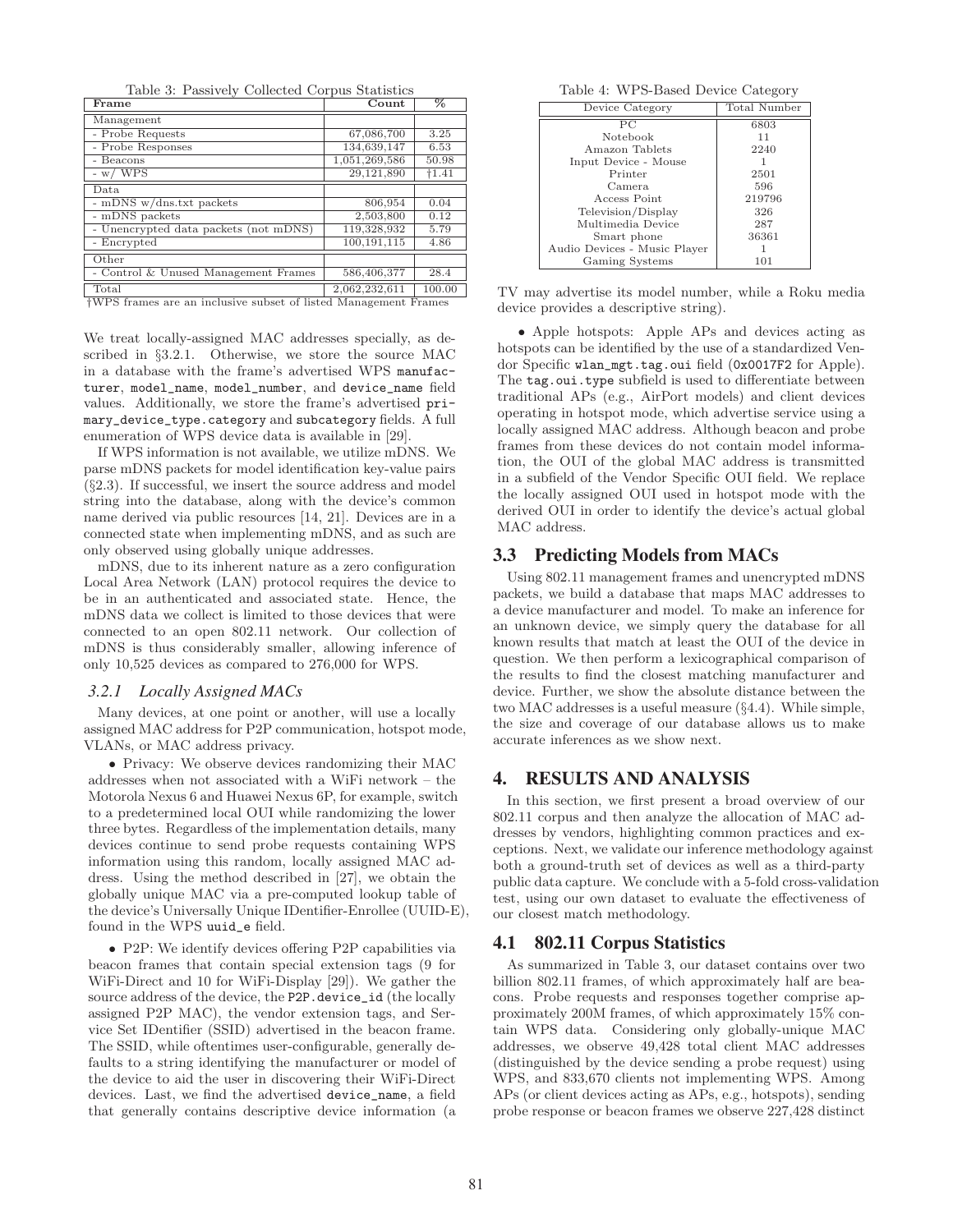Table 3: Passively Collected Corpus Statistics

| Frame | Count | % |
|---|---|---|
| Management | | |
| - Probe Requests | 67,086,700 | 3.25 |
| - Probe Responses | 134,639,147 | 6.53 |
| - Beacons | 1,051,269,586 | 50.98 |
| - w/ WPS | 29,121,890 | †1.41 |
| Data | | |
| - mDNS w/dns.txt packets | 806,954 | 0.04 |
| - mDNS packets | 2,503,800 | 0.12 |
| - Unencrypted data packets (not mDNS) | 119,328,932 | 5.79 |
| - Encrypted | 100,191,115 | 4.86 |
| Other | | |
| - Control & Unused Management Frames | 586,406,377 | 28.4 |
| Total | 2,062,232,611 | 100.00 |

†WPS frames are an inclusive subset of listed Management Frames

Table 4: WPS-Based Device Category

| Device Category | Total Number |
|---|---|
| PC | 6803 |
| Notebook | 11 |
| Amazon Tablets | 2240 |
| Input Device - Mouse | 1 |
| Printer | 2501 |
| Camera | 596 |
| Access Point | 219796 |
| Television/Display | 326 |
| Multimedia Device | 287 |
| Smart phone | 36361 |
| Audio Devices - Music Player | 1 |
| Gaming Systems | 101 |

We treat locally-assigned MAC addresses specially, as described in §3.2.1. Otherwise, we store the source MAC in a database with the frame's advertised WPS manufacturer, model_name, model_number, and device_name field values. Additionally, we store the frame's advertised primary_device_type.category and subcategory fields. A full enumeration of WPS device data is available in [29].

If WPS information is not available, we utilize mDNS. We parse mDNS packets for model identification key-value pairs (§2.3). If successful, we insert the source address and model string into the database, along with the device's common name derived via public resources [14, 21]. Devices are in a connected state when implementing mDNS, and as such are only observed using globally unique addresses.

mDNS, due to its inherent nature as a zero configuration Local Area Network (LAN) protocol requires the device to be in an authenticated and associated state. Hence, the mDNS data we collect is limited to those devices that were connected to an open 802.11 network. Our collection of mDNS is thus considerably smaller, allowing inference of only 10,525 devices as compared to 276,000 for WPS.

### 3.2.1 Locally Assigned MACs

Many devices, at one point or another, will use a locally assigned MAC address for P2P communication, hotspot mode, VLANs, or MAC address privacy.

- Privacy: We observe devices randomizing their MAC addresses when not associated with a WiFi network – the Motorola Nexus 6 and Huawei Nexus 6P, for example, switch to a predetermined local OUI while randomizing the lower three bytes. Regardless of the implementation details, many devices continue to send probe requests containing WPS information using this random, locally assigned MAC address. Using the method described in [27], we obtain the globally unique MAC via a pre-computed lookup table of the device's Universally Unique IDentifier-Enrollee (UUID-E), found in the WPS uuid_e field.

- P2P: We identify devices offering P2P capabilities via beacon frames that contain special extension tags (9 for WiFi-Direct and 10 for WiFi-Display [29]). We gather the source address of the device, the P2P.device_id (the locally assigned P2P MAC), the vendor extension tags, and Service Set IDentifier (SSID) advertised in the beacon frame. The SSID, while oftentimes user-configurable, generally defaults to a string identifying the manufacturer or model of the device to aid the user in discovering their WiFi-Direct devices. Last, we find the advertised device_name, a field that generally contains descriptive device information (a TV may advertise its model number, while a Roku media device provides a descriptive string).

- Apple hotspots: Apple APs and devices acting as hotspots can be identified by the use of a standardized Vendor Specific wlan_mgt.tag.oui field (0x0017F2 for Apple). The tag.oui.type subfield is used to differentiate between traditional APs (e.g., AirPort models) and client devices operating in hotspot mode, which advertise service using a locally assigned MAC address. Although beacon and probe frames from these devices do not contain model information, the OUI of the global MAC address is transmitted in a subfield of the Vendor Specific OUI field. We replace the locally assigned OUI used in hotspot mode with the derived OUI in order to identify the device's actual global MAC address.

## 3.3 Predicting Models from MACs

Using 802.11 management frames and unencrypted mDNS packets, we build a database that maps MAC addresses to a device manufacturer and model. To make an inference for an unknown device, we simply query the database for all known results that match at least the OUI of the device in question. We then perform a lexicographical comparison of the results to find the closest matching manufacturer and device. Further, we show the absolute distance between the two MAC addresses is a useful measure (§4.4). While simple, the size and coverage of our database allows us to make accurate inferences as we show next.

# 4. RESULTS AND ANALYSIS

In this section, we first present a broad overview of our 802.11 corpus and then analyze the allocation of MAC addresses by vendors, highlighting common practices and exceptions. Next, we validate our inference methodology against both a ground-truth set of devices as well as a third-party public data capture. We conclude with a 5-fold cross-validation test, using our own dataset to evaluate the effectiveness of our closest match methodology.

## 4.1 802.11 Corpus Statistics

As summarized in Table 3, our dataset contains over two billion 802.11 frames, of which approximately half are beacons. Probe requests and responses together comprise approximately 200M frames, of which approximately 15% contain WPS data. Considering only globally-unique MAC addresses, we observe 49,428 total client MAC addresses (distinguished by the device sending a probe request) using WPS, and 833,670 clients not implementing WPS. Among APs (or client devices acting as APs, e.g., hotspots), sending probe response or beacon frames we observe 227,428 distinct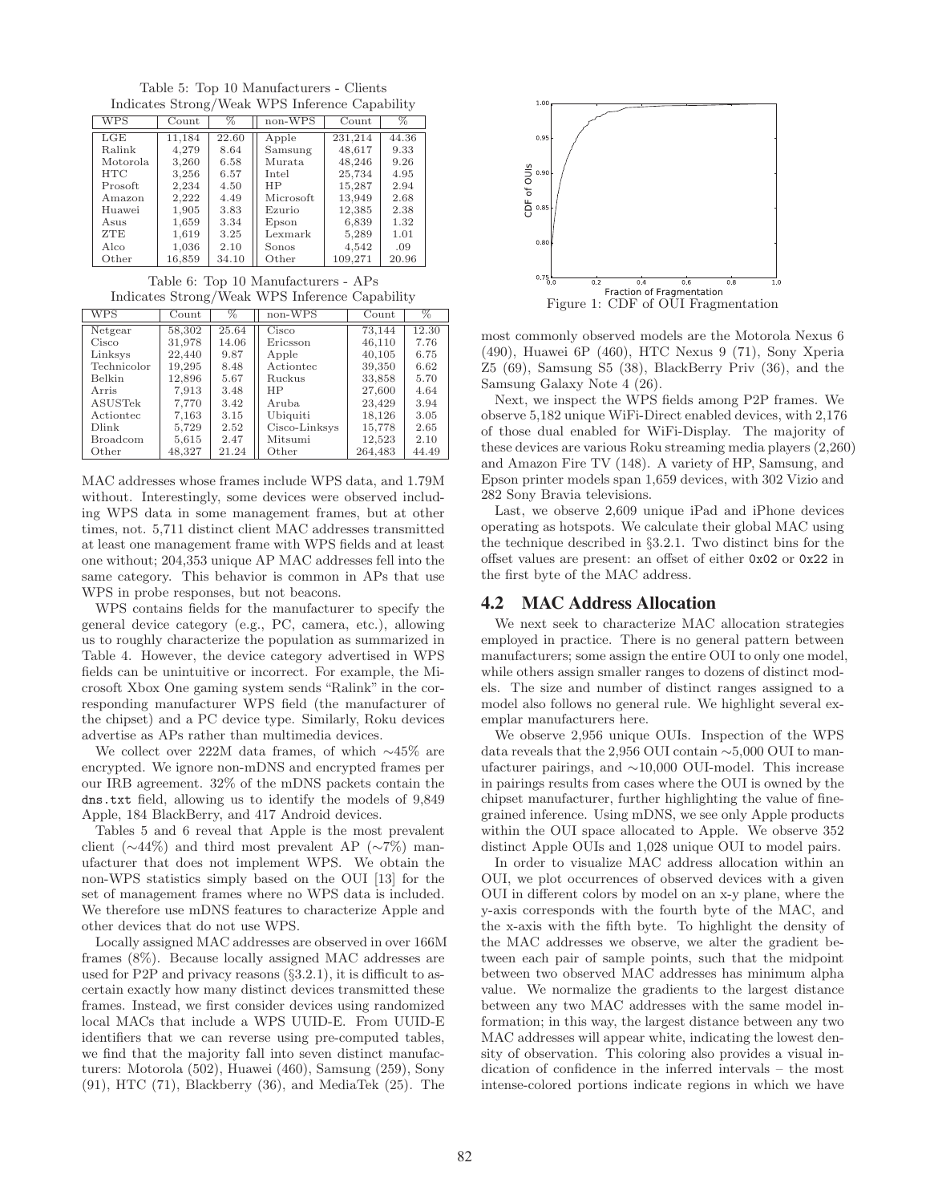Table 5: Top 10 Manufacturers - Clients
Indicates Strong/Weak WPS Inference Capability

| WPS | Count | % | non-WPS | Count | % |
|---|---|---|---|---|---|
| LGE | 11,184 | 22.60 | Apple | 231,214 | 44.36 |
| Ralink | 4,279 | 8.64 | Samsung | 48,617 | 9.33 |
| Motorola | 3,260 | 6.58 | Murata | 48,246 | 9.26 |
| HTC | 3,256 | 6.57 | Intel | 25,734 | 4.95 |
| Prosoft | 2,234 | 4.50 | HP | 15,287 | 2.94 |
| Amazon | 2,222 | 4.49 | Microsoft | 13,949 | 2.68 |
| Huawei | 1,905 | 3.83 | Ezurio | 12,385 | 2.38 |
| Asus | 1,659 | 3.34 | Epson | 6,839 | 1.32 |
| ZTE | 1,619 | 3.25 | Lexmark | 5,289 | 1.01 |
| Alco | 1,036 | 2.10 | Sonos | 4,542 | .09 |
| Other | 16,859 | 34.10 | Other | 109,271 | 20.96 |

Table 6: Top 10 Manufacturers - APs
Indicates Strong/Weak WPS Inference Capability

| WPS | Count | % | non-WPS | Count | % |
|---|---|---|---|---|---|
| Netgear | 58,302 | 25.64 | Cisco | 73,144 | 12.30 |
| Cisco | 31,978 | 14.06 | Ericsson | 46,110 | 7.76 |
| Linksys | 22,440 | 9.87 | Apple | 40,105 | 6.75 |
| Technicolor | 19,295 | 8.48 | Actiontec | 39,350 | 6.62 |
| Belkin | 12,896 | 5.67 | Ruckus | 33,858 | 5.70 |
| Arris | 7,913 | 3.48 | HP | 27,600 | 4.64 |
| ASUSTek | 7,770 | 3.42 | Aruba | 23,429 | 3.94 |
| Actiontec | 7,163 | 3.15 | Ubiquiti | 18,126 | 3.05 |
| Dlink | 5,729 | 2.52 | Cisco-Linksys | 15,778 | 2.65 |
| Broadcom | 5,615 | 2.47 | Mitsumi | 12,523 | 2.10 |
| Other | 48,327 | 21.24 | Other | 264,483 | 44.49 |

MAC addresses whose frames include WPS data, and 1.79M without. Interestingly, some devices were observed including WPS data in some management frames, but at other times, not. 5,711 distinct client MAC addresses transmitted at least one management frame with WPS fields and at least one without; 204,353 unique AP MAC addresses fell into the same category. This behavior is common in APs that use WPS in probe responses, but not beacons.

WPS contains fields for the manufacturer to specify the general device category (e.g., PC, camera, etc.), allowing us to roughly characterize the population as summarized in Table 4. However, the device category advertised in WPS fields can be unintuitive or incorrect. For example, the Microsoft Xbox One gaming system sends "Ralink" in the corresponding manufacturer WPS field (the manufacturer of the chipset) and a PC device type. Similarly, Roku devices advertise as APs rather than multimedia devices.

We collect over 222M data frames, of which ∼45% are encrypted. We ignore non-mDNS and encrypted frames per our IRB agreement. 32% of the mDNS packets contain the `dns.txt` field, allowing us to identify the models of 9,849 Apple, 184 BlackBerry, and 417 Android devices.

Tables 5 and 6 reveal that Apple is the most prevalent client (∼44%) and third most prevalent AP (∼7%) manufacturer that does not implement WPS. We obtain the non-WPS statistics simply based on the OUI [13] for the set of management frames where no WPS data is included. We therefore use mDNS features to characterize Apple and other devices that do not use WPS.

Locally assigned MAC addresses are observed in over 166M frames (8%). Because locally assigned MAC addresses are used for P2P and privacy reasons (§3.2.1), it is difficult to ascertain exactly how many distinct devices transmitted these frames. Instead, we first consider devices using randomized local MACs that include a WPS UUID-E. From UUID-E identifiers that we can reverse using pre-computed tables, we find that the majority fall into seven distinct manufacturers: Motorola (502), Huawei (460), Samsung (259), Sony (91), HTC (71), Blackberry (36), and MediaTek (25). The most commonly observed models are the Motorola Nexus 6 (490), Huawei 6P (460), HTC Nexus 9 (71), Sony Xperia Z5 (69), Samsung S5 (38), BlackBerry Priv (36), and the Samsung Galaxy Note 4 (26).

Figure 1: CDF of OUI Fragmentation

Next, we inspect the WPS fields among P2P frames. We observe 5,182 unique WiFi-Direct enabled devices, with 2,176 of those dual enabled for WiFi-Display. The majority of these devices are various Roku streaming media players (2,260) and Amazon Fire TV (148). A variety of HP, Samsung, and Epson printer models span 1,659 devices, with 302 Vizio and 282 Sony Bravia televisions.

Last, we observe 2,609 unique iPad and iPhone devices operating as hotspots. We calculate their global MAC using the technique described in §3.2.1. Two distinct bins for the offset values are present: an offset of either `0x02` or `0x22` in the first byte of the MAC address.

## 4.2 MAC Address Allocation

We next seek to characterize MAC allocation strategies employed in practice. There is no general pattern between manufacturers; some assign the entire OUI to only one model, while others assign smaller ranges to dozens of distinct models. The size and number of distinct ranges assigned to a model also follows no general rule. We highlight several exemplar manufacturers here.

We observe 2,956 unique OUIs. Inspection of the WPS data reveals that the 2,956 OUI contain ∼5,000 OUI to manufacturer pairings, and ∼10,000 OUI-model. This increase in pairings results from cases where the OUI is owned by the chipset manufacturer, further highlighting the value of fine-grained inference. Using mDNS, we see only Apple products within the OUI space allocated to Apple. We observe 352 distinct Apple OUIs and 1,028 unique OUI to model pairs.

In order to visualize MAC address allocation within an OUI, we plot occurrences of observed devices with a given OUI in different colors by model on an x-y plane, where the y-axis corresponds with the fourth byte of the MAC, and the x-axis with the fifth byte. To highlight the density of the MAC addresses we observe, we alter the gradient between each pair of sample points, such that the midpoint between two observed MAC addresses has minimum alpha value. We normalize the gradients to the largest distance between any two MAC addresses with the same model information; in this way, the largest distance between any two MAC addresses will appear white, indicating the lowest density of observation. This coloring also provides a visual indication of confidence in the inferred intervals – the most intense-colored portions indicate regions in which we have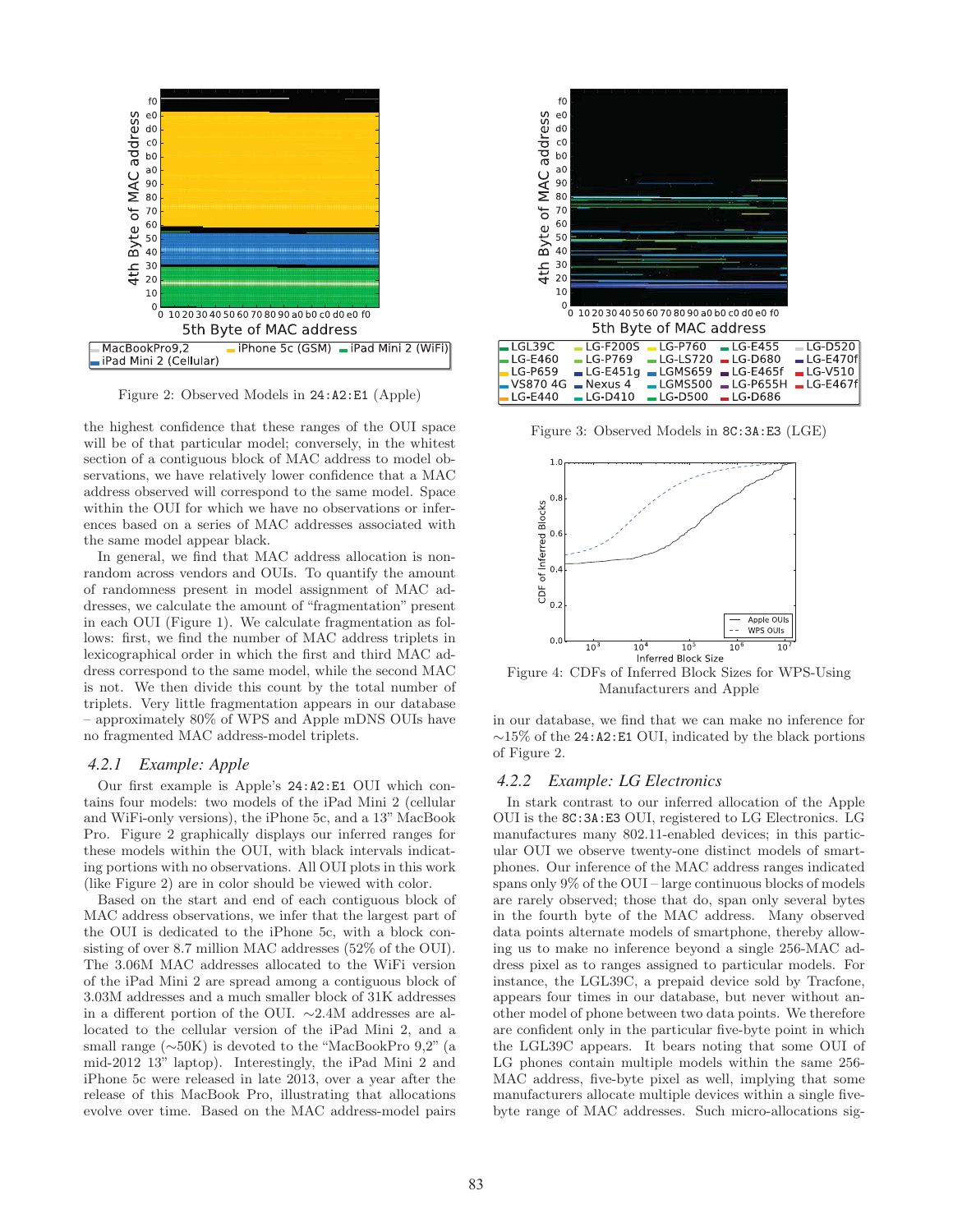Figure 2: Observed Models in `24:A2:E1` (Apple)

the highest confidence that these ranges of the OUI space will be of that particular model; conversely, in the whitest section of a contiguous block of MAC address to model observations, we have relatively lower confidence that a MAC address observed will correspond to the same model. Space within the OUI for which we have no observations or inferences based on a series of MAC addresses associated with the same model appear black.

In general, we find that MAC address allocation is non-random across vendors and OUIs. To quantify the amount of randomness present in model assignment of MAC addresses, we calculate the amount of "fragmentation" present in each OUI (Figure 1). We calculate fragmentation as follows: first, we find the number of MAC address triplets in lexicographical order in which the first and third MAC address correspond to the same model, while the second MAC address is not. We then divide this count by the total number of triplets. Very little fragmentation appears in our database – approximately 80% of WPS and Apple mDNS OUIs have no fragmented MAC address-model triplets.

### 4.2.1 Example: Apple

Our first example is Apple's `24:A2:E1` OUI which contains four models: two models of the iPad Mini 2 (cellular and WiFi-only versions), the iPhone 5c, and a 13" MacBook Pro. Figure 2 graphically displays our inferred ranges for these models within the OUI, with black intervals indicating portions with no observations. All OUI plots in this work (like Figure 2) are in color should be viewed with color.

Based on the start and end of each contiguous block of MAC address observations, we infer that the largest part of the OUI is dedicated to the iPhone 5c, with a block consisting of over 8.7 million MAC addresses (52% of the OUI). The 3.06M MAC addresses allocated to the WiFi version of the iPad Mini 2 are spread among a contiguous block of 3.03M addresses and a much smaller block of 31K addresses in a different portion of the OUI. ~2.4M addresses are allocated to the cellular version of the iPad Mini 2, and a small range (~50K) is devoted to the "MacBookPro 9,2" (a mid-2012 13" laptop). Interestingly, the iPad Mini 2 and iPhone 5c were released in late 2013, over a year after the release of this MacBook Pro, illustrating that allocations evolve over time. Based on the MAC address-model pairs in our database, we find that we can make no inference for ~15% of the `24:A2:E1` OUI, indicated by the black portions of Figure 2.

Figure 3: Observed Models in `8C:3A:E3` (LGE)

Figure 4: CDFs of Inferred Block Sizes for WPS-Using Manufacturers and Apple

### 4.2.2 Example: LG Electronics

In stark contrast to our inferred allocation of the Apple OUI is the `8C:3A:E3` OUI, registered to LG Electronics. LG manufactures many 802.11-enabled devices; in this particular OUI we observe twenty-one distinct models of smartphones. Our inference of the MAC address ranges indicated spans only 9% of the OUI – large continuous blocks of models are rarely observed; those that do, span only several bytes in the fourth byte of the MAC address. Many observed data points alternate models of smartphone, thereby allowing us to make no inference beyond a single 256-MAC address pixel as to ranges assigned to particular models. For instance, the LGL39C, a prepaid device sold by Tracfone, appears four times in our database, but never without another model of phone between two data points. We therefore are confident only in the particular five-byte point in which the LGL39C appears. It bears noting that some OUI of LG phones contain multiple models within the same 256-MAC address, five-byte pixel as well, implying that some manufacturers allocate multiple devices within a single five-byte range of MAC addresses. Such micro-allocations sig-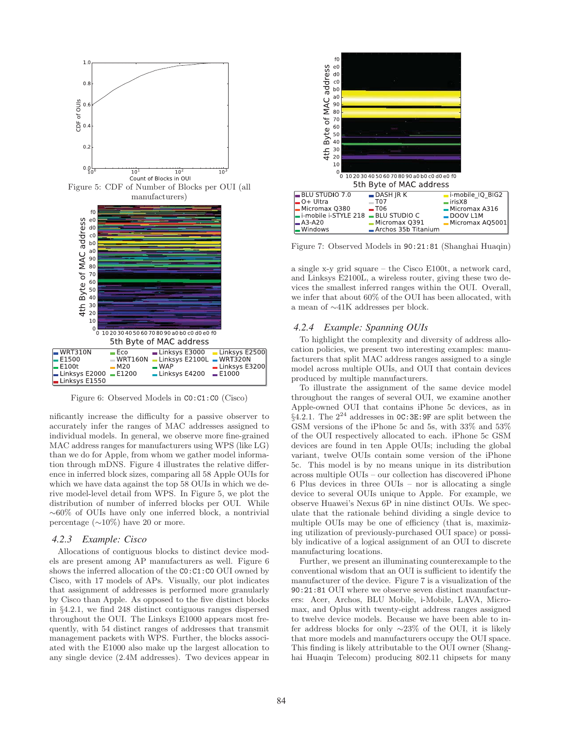Figure 5: CDF of Number of Blocks per OUI (all manufacturers)

Figure 6: Observed Models in C0:C1:C0 (Cisco)

nificantly increase the difficulty for a passive observer to accurately infer the ranges of MAC addresses assigned to individual models. In general, we observe more fine-grained MAC address ranges for manufacturers using WPS (like LG) than we do for Apple, from whom we gather model information through mDNS. Figure 4 illustrates the relative difference in inferred block sizes, comparing all 58 Apple OUIs for which we have data against the top 58 OUIs in which we derive model-level detail from WPS. In Figure 5, we plot the distribution of number of inferred blocks per OUI. While ~60% of OUIs have only one inferred block, a nontrivial percentage (~10%) have 20 or more.

### 4.2.3 Example: Cisco

Allocations of contiguous blocks to distinct device models are present among AP manufacturers as well. Figure 6 shows the inferred allocation of the C0:C1:C0 OUI owned by Cisco, with 17 models of APs. Visually, our plot indicates that assignment of addresses is performed more granularly by Cisco than Apple. As opposed to the five distinct blocks in §4.2.1, we find 248 distinct contiguous ranges dispersed throughout the OUI. The Linksys E1000 appears most frequently, with 54 distinct ranges of addresses that transmit management packets with WPS. Further, the blocks associated with the E1000 also make up the largest allocation to any single device (2.4M addresses). Two devices appear in a single x-y grid square – the Cisco E100t, a network card, and Linksys E2100L, a wireless router, giving these two devices the smallest inferred ranges within the OUI. Overall, we infer that about 60% of the OUI has been allocated, with a mean of ~41K addresses per block.

Figure 7: Observed Models in 90:21:81 (Shanghai Huaqin)

### 4.2.4 Example: Spanning OUIs

To highlight the complexity and diversity of address allocation policies, we present two interesting examples: manufacturers that split MAC address ranges assigned to a single model across multiple OUIs, and OUI that contain devices produced by multiple manufacturers.

To illustrate the assignment of the same device model throughout the ranges of several OUI, we examine another Apple-owned OUI that contains iPhone 5c devices, as in §4.2.1. The $2^{24}$ addresses in 0C:3E:9F are split between the GSM versions of the iPhone 5c and 5s, with 33% and 53% of the OUI respectively allocated to each. iPhone 5c GSM devices are found in ten Apple OUIs; including the global variant, twelve OUIs contain some version of the iPhone 5c. This model is by no means unique in its distribution across multiple OUIs – our collection has discovered iPhone 6 Plus devices in three OUIs – nor is allocating a single device to several OUIs unique to Apple. For example, we observe Huawei's Nexus 6P in nine distinct OUIs. We speculate that the rationale behind dividing a single device to multiple OUIs may be one of efficiency (that is, maximizing utilization of previously-purchased OUI space) or possibly indicative of a logical assignment of an OUI to discrete manufacturing locations.

Further, we present an illuminating counterexample to the conventional wisdom that an OUI is sufficient to identify the manufacturer of the device. Figure 7 is a visualization of the 90:21:81 OUI where we observe seven distinct manufacturers: Acer, Archos, BLU Mobile, i-Mobile, LAVA, Micromax, and Oplus with twenty-eight address ranges assigned to twelve device models. Because we have been able to infer address blocks for only ~23% of the OUI, it is likely that more models and manufacturers occupy the OUI space. This finding is likely attributable to the OUI owner (Shanghai Huaqin Telecom) producing 802.11 chipsets for many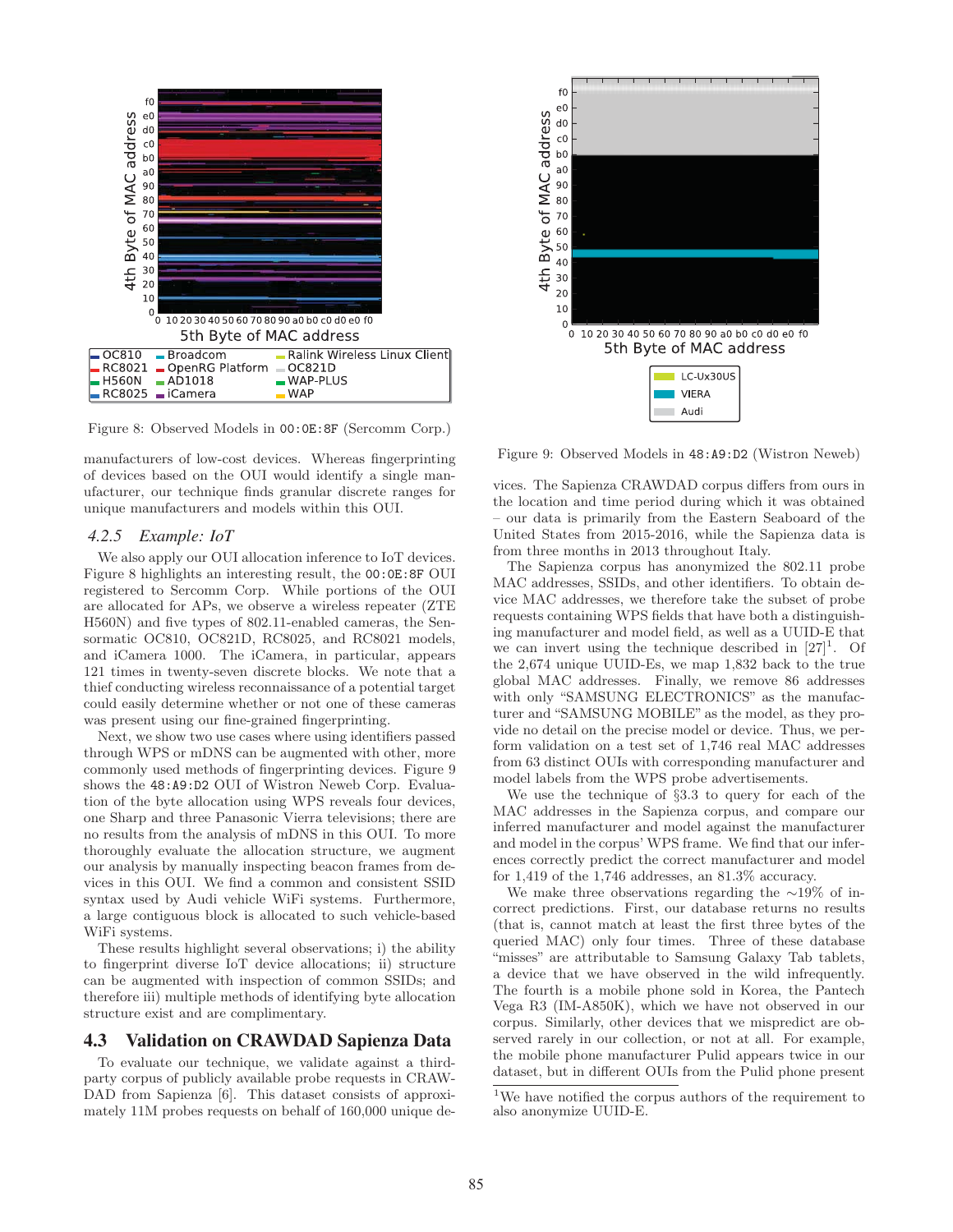Figure 8: Observed Models in 00:0E:8F (Sercomm Corp.)

Figure 9: Observed Models in 48:A9:D2 (Wistron Neweb)

manufacturers of low-cost devices. Whereas fingerprinting of devices based on the OUI would identify a single manufacturer, our technique finds granular discrete ranges for unique manufacturers and models within this OUI.

### 4.2.5 *Example: IoT*

We also apply our OUI allocation inference to IoT devices. Figure 8 highlights an interesting result, the 00:0E:8F OUI registered to Sercomm Corp. While portions of the OUI are allocated for APs, we observe a wireless repeater (ZTE H560N) and five types of 802.11-enabled cameras, the Sensormatic OC810, OC821D, RC8025, and RC8021 models, and iCamera 1000. The iCamera, in particular, appears 121 times in twenty-seven discrete blocks. We note that a thief conducting wireless reconnaissance of a potential target could easily determine whether or not one of these cameras was present using our fine-grained fingerprinting.

Next, we show two use cases where using identifiers passed through WPS or mDNS can be augmented with other, more commonly used methods of fingerprinting devices. Figure 9 shows the 48:A9:D2 OUI of Wistron Neweb Corp. Evaluation of the byte allocation using WPS reveals four devices, one Sharp and three Panasonic Vierra televisions; there are no results from the analysis of mDNS in this OUI. To more thoroughly evaluate the allocation structure, we augment our analysis by manually inspecting beacon frames from devices in this OUI. We find a common and consistent SSID syntax used by Audi vehicle WiFi systems. Furthermore, a large contiguous block is allocated to such vehicle-based WiFi systems.

These results highlight several observations; i) the ability to fingerprint diverse IoT device allocations; ii) structure can be augmented with inspection of common SSIDs; and therefore iii) multiple methods of identifying byte allocation structure exist and are complimentary.

## 4.3 Validation on CRAWDAD Sapienza Data

To evaluate our technique, we validate against a third-party corpus of publicly available probe requests in CRAWDAD from Sapienza [6]. This dataset consists of approximately 11M probes requests on behalf of 160,000 unique devices. The Sapienza CRAWDAD corpus differs from ours in the location and time period during which it was obtained – our data is primarily from the Eastern Seaboard of the United States from 2015-2016, while the Sapienza data is from three months in 2013 throughout Italy.

The Sapienza corpus has anonymized the 802.11 probe MAC addresses, SSIDs, and other identifiers. To obtain device MAC addresses, we therefore take the subset of probe requests containing WPS fields that have both a distinguishing manufacturer and model field, as well as a UUID-E that we can invert using the technique described in [27][1]. Of the 2,674 unique UUID-Es, we map 1,832 back to the true global MAC addresses. Finally, we remove 86 addresses with only "SAMSUNG ELECTRONICS" as the manufacturer and "SAMSUNG MOBILE" as the model, as they provide no detail on the precise model or device. Thus, we perform validation on a test set of 1,746 real MAC addresses from 63 distinct OUIs with corresponding manufacturer and model labels from the WPS probe advertisements.

We use the technique of §3.3 to query for each of the MAC addresses in the Sapienza corpus, and compare our inferred manufacturer and model against the manufacturer and model in the corpus' WPS frame. We find that our inferences correctly predict the correct manufacturer and model for 1,419 of the 1,746 addresses, an 81.3% accuracy.

We make three observations regarding the ∼19% of incorrect predictions. First, our database returns no results (that is, cannot match at least the first three bytes of the queried MAC) only four times. Three of these database "misses" are attributable to Samsung Galaxy Tab tablets, a device that we have observed in the wild infrequently. The fourth is a mobile phone sold in Korea, the Pantech Vega R3 (IM-A850K), which we have not observed in our corpus. Similarly, other devices that we mispredict are observed rarely in our collection, or not at all. For example, the mobile phone manufacturer Pulid appears twice in our dataset, but in different OUIs from the Pulid phone present

[1] We have notified the corpus authors of the requirement to also anonymize UUID-E.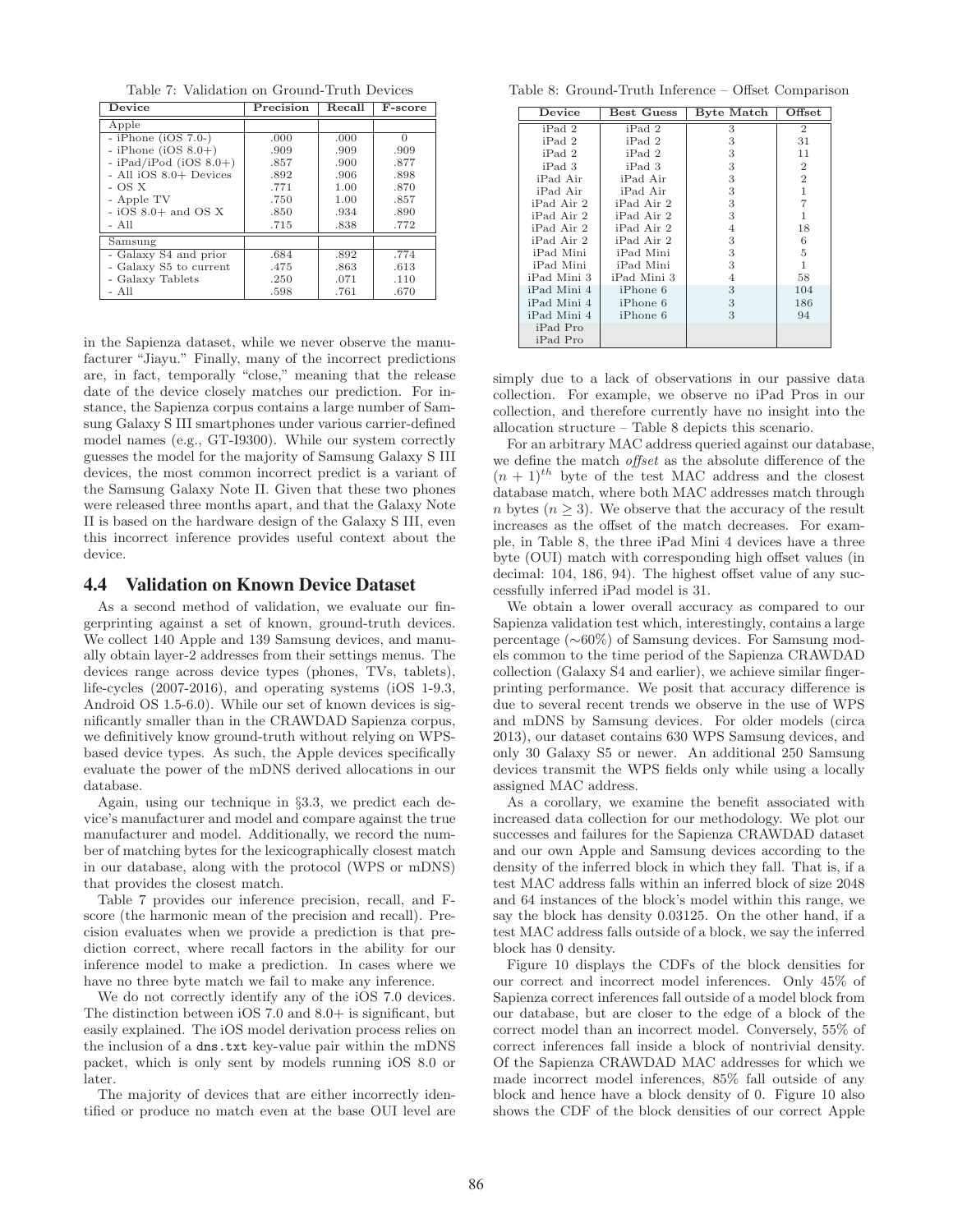Table 7: Validation on Ground-Truth Devices

| Device | Precision | Recall | F-score |
|---|---|---|---|
| Apple | | | |
| - iPhone (iOS 7.0-) | .000 | .000 | 0 |
| - iPhone (iOS 8.0+) | .909 | .909 | .909 |
| - iPad/iPod (iOS 8.0+) | .857 | .900 | .877 |
| - All iOS 8.0+ Devices | .892 | .906 | .898 |
| - OS X | .771 | 1.00 | .870 |
| - Apple TV | .750 | 1.00 | .857 |
| - iOS 8.0+ and OS X | .850 | .934 | .890 |
| - All | .715 | .838 | .772 |
| Samsung | | | |
| - Galaxy S4 and prior | .684 | .892 | .774 |
| - Galaxy S5 to current | .475 | .863 | .613 |
| - Galaxy Tablets | .250 | .071 | .110 |
| - All | .598 | .761 | .670 |

in the Sapienza dataset, while we never observe the manufacturer "Jiayu." Finally, many of the incorrect predictions are, in fact, temporally "close," meaning that the release date of the device closely matches our prediction. For instance, the Sapienza corpus contains a large number of Samsung Galaxy S III smartphones under various carrier-defined model names (e.g., GT-I9300). While our system correctly guesses the model for the majority of Samsung Galaxy S III devices, the most common incorrect predict is a variant of the Samsung Galaxy Note II. Given that these two phones were released three months apart, and that the Galaxy Note II is based on the hardware design of the Galaxy S III, even this incorrect inference provides useful context about the device.

## 4.4 Validation on Known Device Dataset

As a second method of validation, we evaluate our fingerprinting against a set of known, ground-truth devices. We collect 140 Apple and 139 Samsung devices, and manually obtain layer-2 addresses from their settings menus. The devices range across device types (phones, TVs, tablets), life-cycles (2007-2016), and operating systems (iOS 1-9.3, Android OS 1.5-6.0). While our set of known devices is significantly smaller than in the CRAWDAD Sapienza corpus, we definitively know ground-truth without relying on WPS-based device types. As such, the Apple devices specifically evaluate the power of the mDNS derived allocations in our database.

Again, using our technique in §3.3, we predict each device's manufacturer and model and compare against the true manufacturer and model. Additionally, we record the number of matching bytes for the lexicographically closest match in our database, along with the protocol (WPS or mDNS) that provides the closest match.

Table 7 provides our inference precision, recall, and F-score (the harmonic mean of the precision and recall). Precision evaluates when we provide a prediction is that prediction correct, where recall factors in the ability for our inference model to make a prediction. In cases where we have no three byte match we fail to make any inference.

We do not correctly identify any of the iOS 7.0 devices. The distinction between iOS 7.0 and 8.0+ is significant, but easily explained. The iOS model derivation process relies on the inclusion of a `dns.txt` key-value pair within the mDNS packet, which is only sent by models running iOS 8.0 or later.

The majority of devices that are either incorrectly identified or produce no match even at the base OUI level are simply due to a lack of observations in our passive data collection. For example, we observe no iPad Pros in our collection, and therefore currently have no insight into the allocation structure – Table 8 depicts this scenario.

Table 8: Ground-Truth Inference – Offset Comparison

| Device | Best Guess | Byte Match | Offset |
|---|---|---|---|
| iPad 2 | iPad 2 | 3 | 2 |
| iPad 2 | iPad 2 | 3 | 31 |
| iPad 2 | iPad 2 | 3 | 11 |
| iPad 3 | iPad 3 | 3 | 2 |
| iPad Air | iPad Air | 3 | 2 |
| iPad Air | iPad Air | 3 | 1 |
| iPad Air 2 | iPad Air 2 | 3 | 7 |
| iPad Air 2 | iPad Air 2 | 3 | 1 |
| iPad Air 2 | iPad Air 2 | 4 | 18 |
| iPad Air 2 | iPad Air 2 | 3 | 6 |
| iPad Mini | iPad Mini | 3 | 5 |
| iPad Mini | iPad Mini | 3 | 1 |
| iPad Mini 3 | iPad Mini 3 | 4 | 58 |
| iPad Mini 4 | iPhone 6 | 3 | 104 |
| iPad Mini 4 | iPhone 6 | 3 | 186 |
| iPad Mini 4 | iPhone 6 | 3 | 94 |
| iPad Pro | | | |
| iPad Pro | | | |

For an arbitrary MAC address queried against our database, we define the match *offset* as the absolute difference of the $(n+1)^{th}$ byte of the test MAC address and the closest database match, where both MAC addresses match through $n$ bytes ($n \geq 3$). We observe that the accuracy of the result increases as the offset of the match decreases. For example, in Table 8, the three iPad Mini 4 devices have a three byte (OUI) match with corresponding high offset values (in decimal: 104, 186, 94). The highest offset value of any successfully inferred iPad model is 31.

We obtain a lower overall accuracy as compared to our Sapienza validation test which, interestingly, contains a large percentage (∼60%) of Samsung devices. For Samsung models common to the time period of the Sapienza CRAWDAD collection (Galaxy S4 and earlier), we achieve similar fingerprinting performance. We posit that accuracy difference is due to several recent trends we observe in the use of WPS and mDNS by Samsung devices. For older models (circa 2013), our dataset contains 630 WPS Samsung devices, and only 30 Galaxy S5 or newer. An additional 250 Samsung devices transmit the WPS fields only while using a locally assigned MAC address.

As a corollary, we examine the benefit associated with increased data collection for our methodology. We plot our successes and failures for the Sapienza CRAWDAD dataset and our own Apple and Samsung devices according to the density of the inferred block in which they fall. That is, if a test MAC address falls within an inferred block of size 2048 and 64 instances of the block's model within this range, we say the block has density 0.03125. On the other hand, if a test MAC address falls outside of a block, we say the inferred block has 0 density.

Figure 10 displays the CDFs of the block densities for our correct and incorrect model inferences. Only 45% of Sapienza correct inferences fall outside of a model block from our database, but are closer to the edge of a block of the correct model than an incorrect model. Conversely, 55% of correct inferences fall inside a block of nontrivial density. Of the Sapienza CRAWDAD MAC addresses for which we made incorrect model inferences, 85% fall outside of any block and hence have a block density of 0. Figure 10 also shows the CDF of the block densities of our correct Apple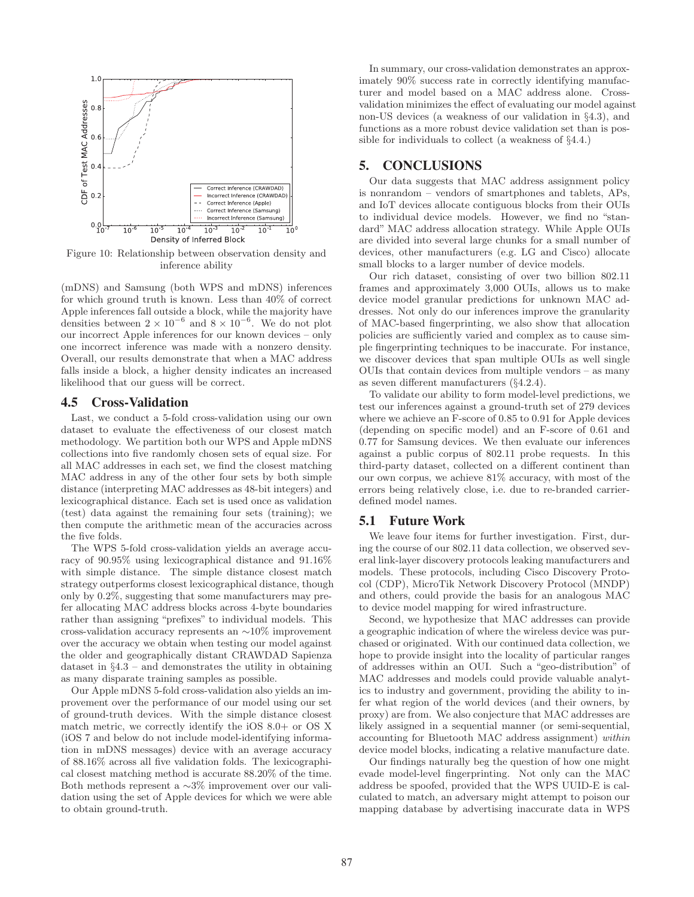Figure 10: Relationship between observation density and inference ability

(mDNS) and Samsung (both WPS and mDNS) inferences for which ground truth is known. Less than 40% of correct Apple inferences fall outside a block, while the majority have densities between $2 \times 10^{-6}$ and $8 \times 10^{-6}$. We do not plot our incorrect Apple inferences for our known devices – only one incorrect inference was made with a nonzero density. Overall, our results demonstrate that when a MAC address falls inside a block, a higher density indicates an increased likelihood that our guess will be correct.

### 4.5 Cross-Validation

Last, we conduct a 5-fold cross-validation using our own dataset to evaluate the effectiveness of our closest match methodology. We partition both our WPS and Apple mDNS collections into five randomly chosen sets of equal size. For all MAC addresses in each set, we find the closest matching MAC address in any of the other four sets by both simple distance (interpreting MAC addresses as 48-bit integers) and lexicographical distance. Each set is used once as validation (test) data against the remaining four sets (training); we then compute the arithmetic mean of the accuracies across the five folds.

The WPS 5-fold cross-validation yields an average accuracy of 90.95% using lexicographical distance and 91.16% with simple distance. The simple distance closest match strategy outperforms closest lexicographical distance, though only by 0.2%, suggesting that some manufacturers may prefer allocating MAC address blocks across 4-byte boundaries rather than assigning "prefixes" to individual models. This cross-validation accuracy represents an ∼10% improvement over the accuracy we obtain when testing our model against the older and geographically distant CRAWDAD Sapienza dataset in §4.3 – and demonstrates the utility in obtaining as many disparate training samples as possible.

Our Apple mDNS 5-fold cross-validation also yields an improvement over the performance of our model using our set of ground-truth devices. With the simple distance closest match metric, we correctly identify the iOS 8.0+ or OS X (iOS 7 and below do not include model-identifying information in mDNS messages) device with an average accuracy of 88.16% across all five validation folds. The lexicographical closest matching method is accurate 88.20% of the time. Both methods represent a ∼3% improvement over our validation using the set of Apple devices for which we were able to obtain ground-truth.

In summary, our cross-validation demonstrates an approximately 90% success rate in correctly identifying manufacturer and model based on a MAC address alone. Cross-validation minimizes the effect of evaluating our model against non-US devices (a weakness of our validation in §4.3), and functions as a more robust device validation set than is possible for individuals to collect (a weakness of §4.4.)

## 5. CONCLUSIONS

Our data suggests that MAC address assignment policy is nonrandom – vendors of smartphones and tablets, APs, and IoT devices allocate contiguous blocks from their OUIs to individual device models. However, we find no "standard" MAC address allocation strategy. While Apple OUIs are divided into several large chunks for a small number of devices, other manufacturers (e.g. LG and Cisco) allocate small blocks to a larger number of device models.

Our rich dataset, consisting of over two billion 802.11 frames and approximately 3,000 OUIs, allows us to make device model granular predictions for unknown MAC addresses. Not only do our inferences improve the granularity of MAC-based fingerprinting, we also show that allocation policies are sufficiently varied and complex as to cause simple fingerprinting techniques to be inaccurate. For instance, we discover devices that span multiple OUIs as well single OUIs that contain devices from multiple vendors – as many as seven different manufacturers (§4.2.4).

To validate our ability to form model-level predictions, we test our inferences against a ground-truth set of 279 devices where we achieve an F-score of 0.85 to 0.91 for Apple devices (depending on specific model) and an F-score of 0.61 and 0.77 for Samsung devices. We then evaluate our inferences against a public corpus of 802.11 probe requests. In this third-party dataset, collected on a different continent than our own corpus, we achieve 81% accuracy, with most of the errors being relatively close, i.e. due to re-branded carrier-defined model names.

### 5.1 Future Work

We leave four items for further investigation. First, during the course of our 802.11 data collection, we observed several link-layer discovery protocols leaking manufacturers and models. These protocols, including Cisco Discovery Protocol (CDP), MicroTik Network Discovery Protocol (MNDP) and others, could provide the basis for an analogous MAC to device model mapping for wired infrastructure.

Second, we hypothesize that MAC addresses can provide a geographic indication of where the wireless device was purchased or originated. With our continued data collection, we hope to provide insight into the locality of particular ranges of addresses within an OUI. Such a "geo-distribution" of MAC addresses and models could provide valuable analytics to industry and government, providing the ability to infer what region of the world devices (and their owners, by proxy) are from. We also conjecture that MAC addresses are likely assigned in a sequential manner (or semi-sequential, accounting for Bluetooth MAC address assignment) *within* device model blocks, indicating a relative manufacture date.

Our findings naturally beg the question of how one might evade model-level fingerprinting. Not only can the MAC address be spoofed, provided that the WPS UUID-E is calculated to match, an adversary might attempt to poison our mapping database by advertising inaccurate data in WPS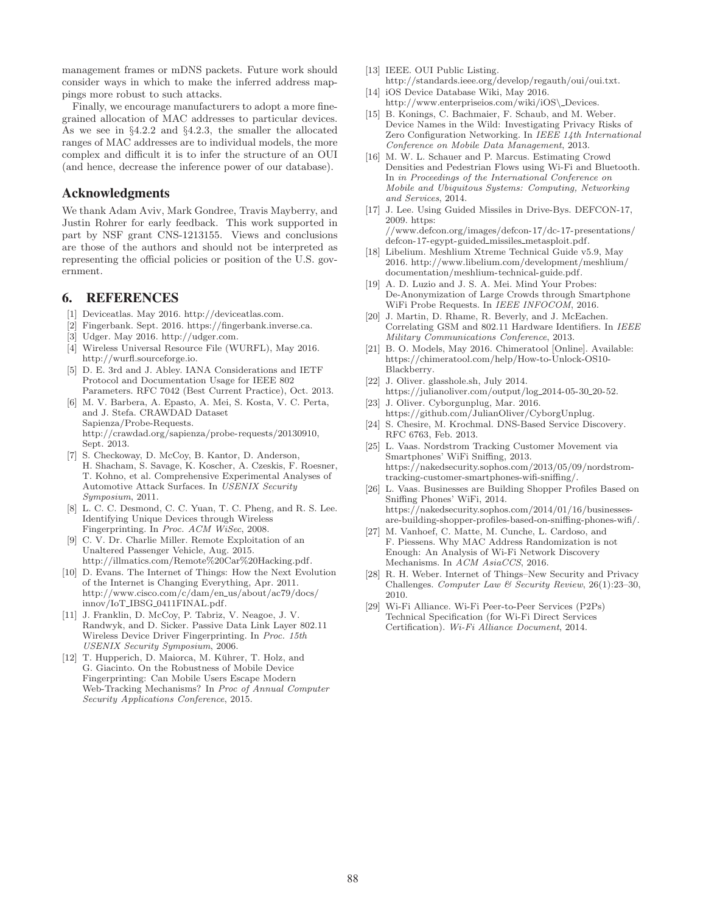management frames or mDNS packets. Future work should consider ways in which to make the inferred address mappings more robust to such attacks.

Finally, we encourage manufacturers to adopt a more fine-grained allocation of MAC addresses to particular devices. As we see in §4.2.2 and §4.2.3, the smaller the allocated ranges of MAC addresses are to individual models, the more complex and difficult it is to infer the structure of an OUI (and hence, decrease the inference power of our database).

## Acknowledgments

We thank Adam Aviv, Mark Gondree, Travis Mayberry, and Justin Rohrer for early feedback. This work supported in part by NSF grant CNS-1213155. Views and conclusions are those of the authors and should not be interpreted as representing the official policies or position of the U.S. government.

# 6. REFERENCES

[1] Deviceatlas. May 2016. http://deviceatlas.com.

[2] Fingerbank. Sept. 2016. https://fingerbank.inverse.ca.

[3] Udger. May 2016. http://udger.com.

[4] Wireless Universal Resource File (WURFL), May 2016. http://wurfl.sourceforge.io.

[5] D. E. 3rd and J. Abley. IANA Considerations and IETF Protocol and Documentation Usage for IEEE 802 Parameters. RFC 7042 (Best Current Practice), Oct. 2013.

[6] M. V. Barbera, A. Epasto, A. Mei, S. Kosta, V. C. Perta, and J. Stefa. CRAWDAD Dataset Sapienza/Probe-Requests. http://crawdad.org/sapienza/probe-requests/20130910, Sept. 2013.

[7] S. Checkoway, D. McCoy, B. Kantor, D. Anderson, H. Shacham, S. Savage, K. Koscher, A. Czeskis, F. Roesner, T. Kohno, et al. Comprehensive Experimental Analyses of Automotive Attack Surfaces. In *USENIX Security Symposium*, 2011.

[8] L. C. C. Desmond, C. C. Yuan, T. C. Pheng, and R. S. Lee. Identifying Unique Devices through Wireless Fingerprinting. In *Proc. ACM WiSec*, 2008.

[9] C. V. Dr. Charlie Miller. Remote Exploitation of an Unaltered Passenger Vehicle, Aug. 2015. http://illmatics.com/Remote%20Car%20Hacking.pdf.

[10] D. Evans. The Internet of Things: How the Next Evolution of the Internet is Changing Everything, Apr. 2011. http://www.cisco.com/c/dam/en_us/about/ac79/docs/innov/IoT_IBSG_0411FINAL.pdf.

[11] J. Franklin, D. McCoy, P. Tabriz, V. Neagoe, J. V. Randwyk, and D. Sicker. Passive Data Link Layer 802.11 Wireless Device Driver Fingerprinting. In *Proc. 15th USENIX Security Symposium*, 2006.

[12] T. Hupperich, D. Maiorca, M. Kührer, T. Holz, and G. Giacinto. On the Robustness of Mobile Device Fingerprinting: Can Mobile Users Escape Modern Web-Tracking Mechanisms? In *Proc of Annual Computer Security Applications Conference*, 2015.

[13] IEEE. OUI Public Listing. http://standards.ieee.org/develop/regauth/oui/oui.txt.

[14] iOS Device Database Wiki, May 2016. http://www.enterpriseios.com/wiki/iOS\_Devices.

[15] B. Konings, C. Bachmaier, F. Schaub, and M. Weber. Device Names in the Wild: Investigating Privacy Risks of Zero Configuration Networking. In *IEEE 14th International Conference on Mobile Data Management*, 2013.

[16] M. W. L. Schauer and P. Marcus. Estimating Crowd Densities and Pedestrian Flows using Wi-Fi and Bluetooth. In *in Proceedings of the International Conference on Mobile and Ubiquitous Systems: Computing, Networking and Services*, 2014.

[17] J. Lee. Using Guided Missiles in Drive-Bys. DEFCON-17, 2009. https://www.defcon.org/images/defcon-17/dc-17-presentations/defcon-17-egypt-guided_missiles_metasploit.pdf.

[18] Libelium. Meshlium Xtreme Technical Guide v5.9, May 2016. http://www.libelium.com/development/meshlium/documentation/meshlium-technical-guide.pdf.

[19] A. D. Luzio and J. S. A. Mei. Mind Your Probes: De-Anonymization of Large Crowds through Smartphone WiFi Probe Requests. In *IEEE INFOCOM*, 2016.

[20] J. Martin, D. Rhame, R. Beverly, and J. McEachen. Correlating GSM and 802.11 Hardware Identifiers. In *IEEE Military Communications Conference*, 2013.

[21] B. O. Models, May 2016. Chimeratool [Online]. Available: https://chimeratool.com/help/How-to-Unlock-OS10-Blackberry.

[22] J. Oliver. glasshole.sh, July 2014. https://julianoliver.com/output/log_2014-05-30_20-52.

[23] J. Oliver. Cyborgunplug, Mar. 2016. https://github.com/JulianOliver/CyborgUnplug.

[24] S. Chesire, M. Krochmal. DNS-Based Service Discovery. RFC 6763, Feb. 2013.

[25] L. Vaas. Nordstrom Tracking Customer Movement via Smartphones' WiFi Sniffing, 2013. https://nakedsecurity.sophos.com/2013/05/09/nordstrom-tracking-customer-smartphones-wifi-sniffing/.

[26] L. Vaas. Businesses are Building Shopper Profiles Based on Sniffing Phones' WiFi, 2014. https://nakedsecurity.sophos.com/2014/01/16/businesses-are-building-shopper-profiles-based-on-sniffing-phones-wifi/.

[27] M. Vanhoef, C. Matte, M. Cunche, L. Cardoso, and F. Piessens. Why MAC Address Randomization is not Enough: An Analysis of Wi-Fi Network Discovery Mechanisms. In *ACM AsiaCCS*, 2016.

[28] R. H. Weber. Internet of Things–New Security and Privacy Challenges. *Computer Law & Security Review*, 26(1):23–30, 2010.

[29] Wi-Fi Alliance. Wi-Fi Peer-to-Peer Services (P2Ps) Technical Specification (for Wi-Fi Direct Services Certification). *Wi-Fi Alliance Document*, 2014.